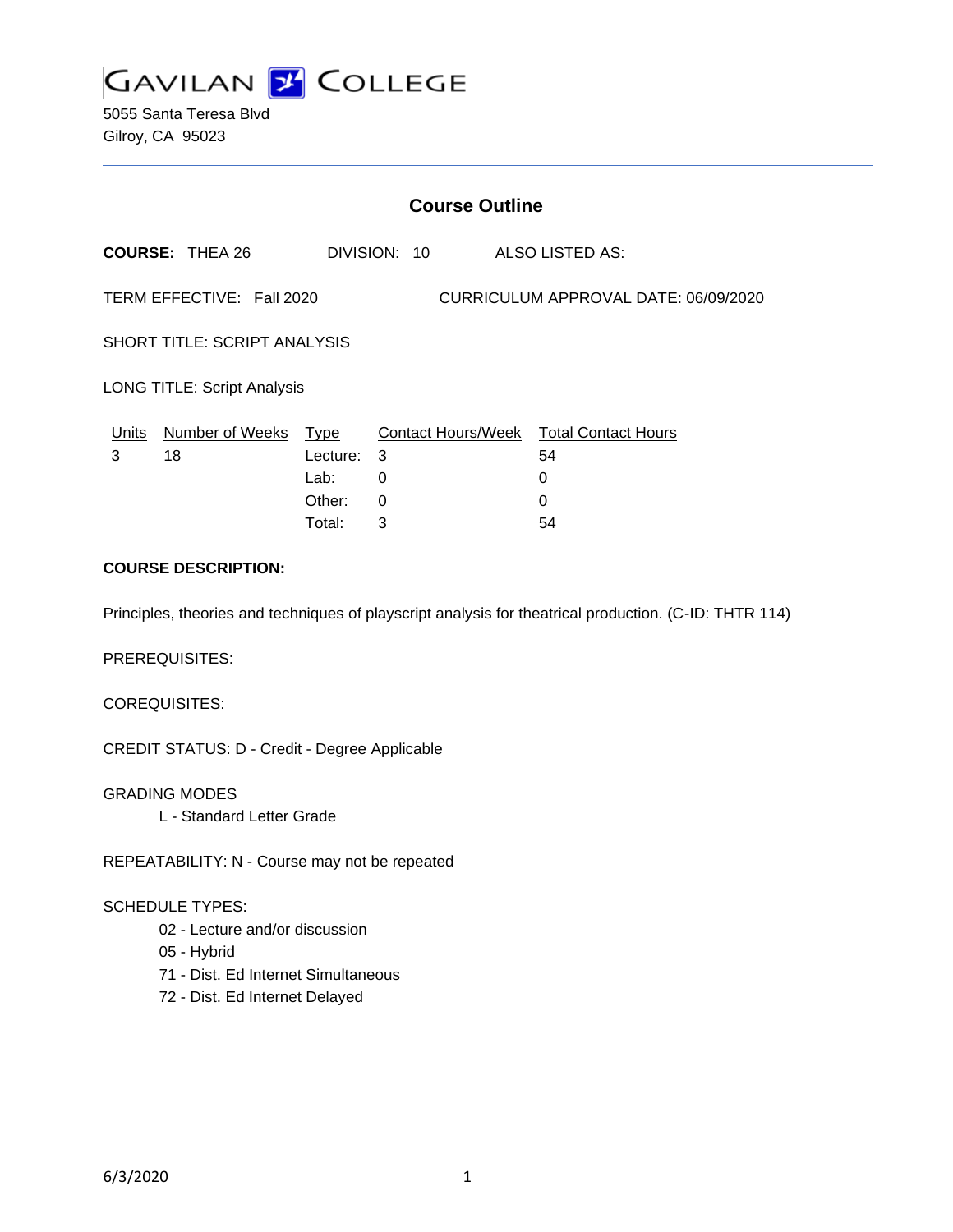# GAVILAN COLLEGE

5055 Santa Teresa Blvd
Gilroy, CA 95023

## Course Outline

**COURSE:** THEA 26 DIVISION: 10 ALSO LISTED AS:

TERM EFFECTIVE: Fall 2020 CURRICULUM APPROVAL DATE: 06/09/2020

SHORT TITLE: SCRIPT ANALYSIS

LONG TITLE: Script Analysis

| Units | Number of Weeks | Type | Contact Hours/Week | Total Contact Hours |
|---|---|---|---|---|
| 3 | 18 | Lecture: | 3 | 54 |
| | | Lab: | 0 | 0 |
| | | Other: | 0 | 0 |
| | | Total: | 3 | 54 |

**COURSE DESCRIPTION:**

Principles, theories and techniques of playscript analysis for theatrical production. (C-ID: THTR 114)

PREREQUISITES:

COREQUISITES:

CREDIT STATUS: D - Credit - Degree Applicable

GRADING MODES

- L - Standard Letter Grade

REPEATABILITY: N - Course may not be repeated

SCHEDULE TYPES:

- 02 - Lecture and/or discussion
- 05 - Hybrid
- 71 - Dist. Ed Internet Simultaneous
- 72 - Dist. Ed Internet Delayed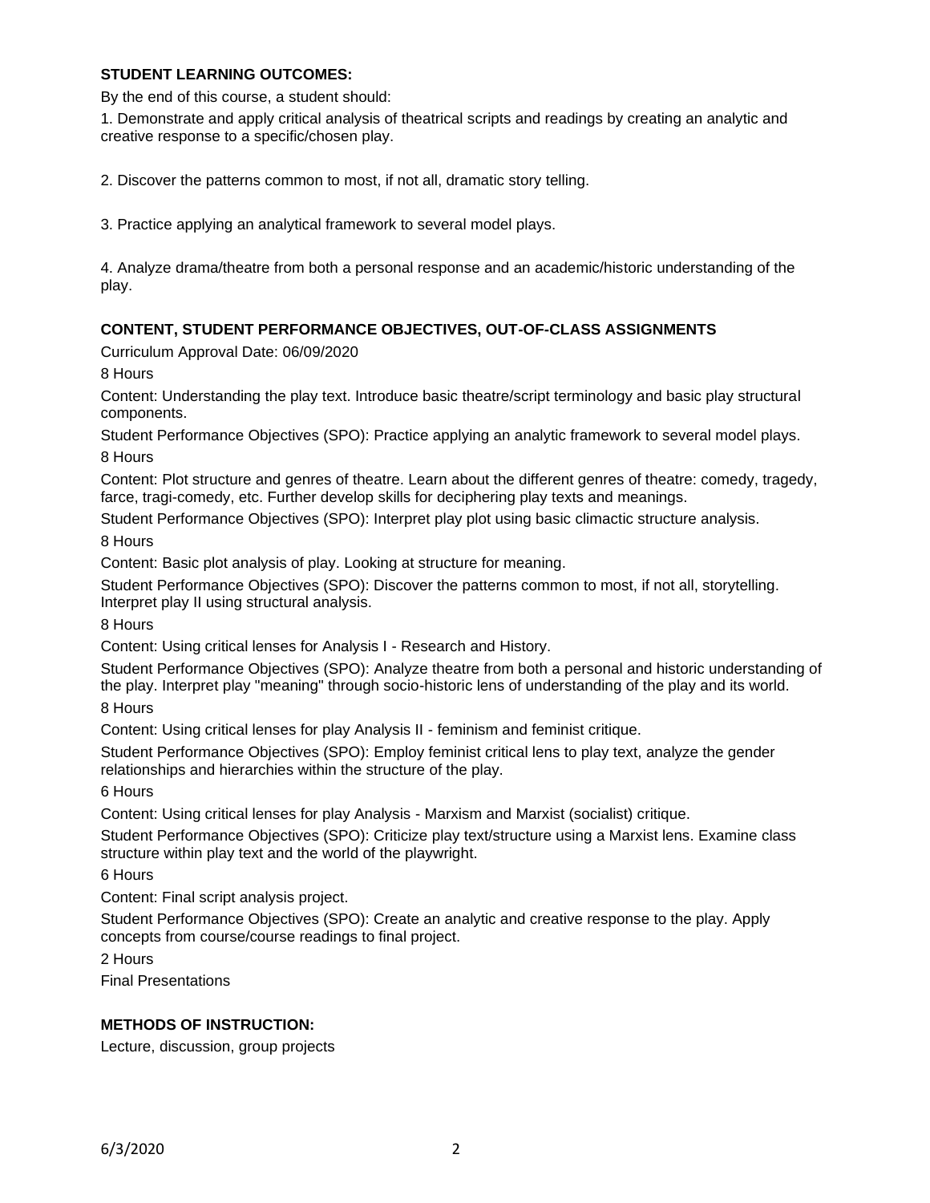### STUDENT LEARNING OUTCOMES:

By the end of this course, a student should:

1. Demonstrate and apply critical analysis of theatrical scripts and readings by creating an analytic and creative response to a specific/chosen play.

2. Discover the patterns common to most, if not all, dramatic story telling.

3. Practice applying an analytical framework to several model plays.

4. Analyze drama/theatre from both a personal response and an academic/historic understanding of the play.

### CONTENT, STUDENT PERFORMANCE OBJECTIVES, OUT-OF-CLASS ASSIGNMENTS

Curriculum Approval Date: 06/09/2020

8 Hours

Content: Understanding the play text. Introduce basic theatre/script terminology and basic play structural components.

Student Performance Objectives (SPO): Practice applying an analytic framework to several model plays.

8 Hours

Content: Plot structure and genres of theatre. Learn about the different genres of theatre: comedy, tragedy, farce, tragi-comedy, etc. Further develop skills for deciphering play texts and meanings.

Student Performance Objectives (SPO): Interpret play plot using basic climactic structure analysis.

8 Hours

Content: Basic plot analysis of play. Looking at structure for meaning.

Student Performance Objectives (SPO): Discover the patterns common to most, if not all, storytelling. Interpret play II using structural analysis.

8 Hours

Content: Using critical lenses for Analysis I - Research and History.

Student Performance Objectives (SPO): Analyze theatre from both a personal and historic understanding of the play. Interpret play "meaning" through socio-historic lens of understanding of the play and its world.

8 Hours

Content: Using critical lenses for play Analysis II - feminism and feminist critique.

Student Performance Objectives (SPO): Employ feminist critical lens to play text, analyze the gender relationships and hierarchies within the structure of the play.

6 Hours

Content: Using critical lenses for play Analysis - Marxism and Marxist (socialist) critique.

Student Performance Objectives (SPO): Criticize play text/structure using a Marxist lens. Examine class structure within play text and the world of the playwright.

6 Hours

Content: Final script analysis project.

Student Performance Objectives (SPO): Create an analytic and creative response to the play. Apply concepts from course/course readings to final project.

2 Hours

Final Presentations

### METHODS OF INSTRUCTION:

Lecture, discussion, group projects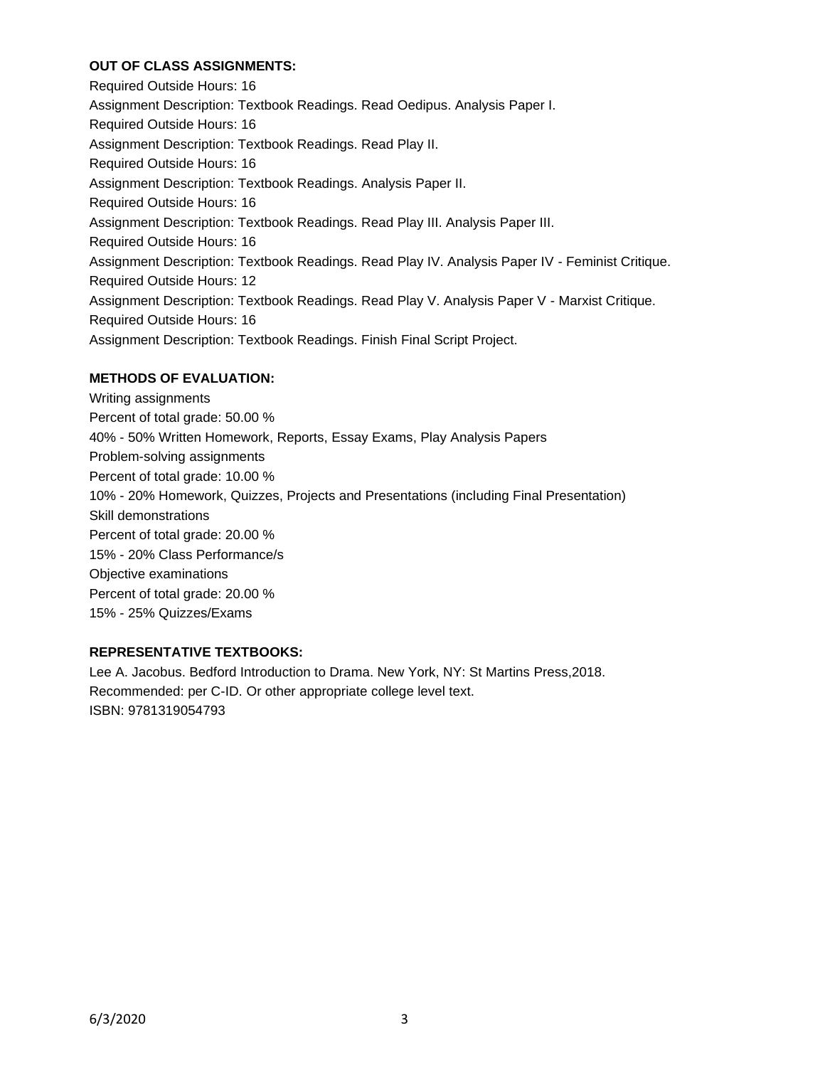**OUT OF CLASS ASSIGNMENTS:**

Required Outside Hours: 16
Assignment Description: Textbook Readings. Read Oedipus. Analysis Paper I.
Required Outside Hours: 16
Assignment Description: Textbook Readings. Read Play II.
Required Outside Hours: 16
Assignment Description: Textbook Readings. Analysis Paper II.
Required Outside Hours: 16
Assignment Description: Textbook Readings. Read Play III. Analysis Paper III.
Required Outside Hours: 16
Assignment Description: Textbook Readings. Read Play IV. Analysis Paper IV - Feminist Critique.
Required Outside Hours: 12
Assignment Description: Textbook Readings. Read Play V. Analysis Paper V - Marxist Critique.
Required Outside Hours: 16
Assignment Description: Textbook Readings. Finish Final Script Project.

**METHODS OF EVALUATION:**

Writing assignments
Percent of total grade: 50.00 %
40% - 50% Written Homework, Reports, Essay Exams, Play Analysis Papers
Problem-solving assignments
Percent of total grade: 10.00 %
10% - 20% Homework, Quizzes, Projects and Presentations (including Final Presentation)
Skill demonstrations
Percent of total grade: 20.00 %
15% - 20% Class Performance/s
Objective examinations
Percent of total grade: 20.00 %
15% - 25% Quizzes/Exams

**REPRESENTATIVE TEXTBOOKS:**

Lee A. Jacobus. Bedford Introduction to Drama. New York, NY: St Martins Press,2018.
Recommended: per C-ID. Or other appropriate college level text.
ISBN: 9781319054793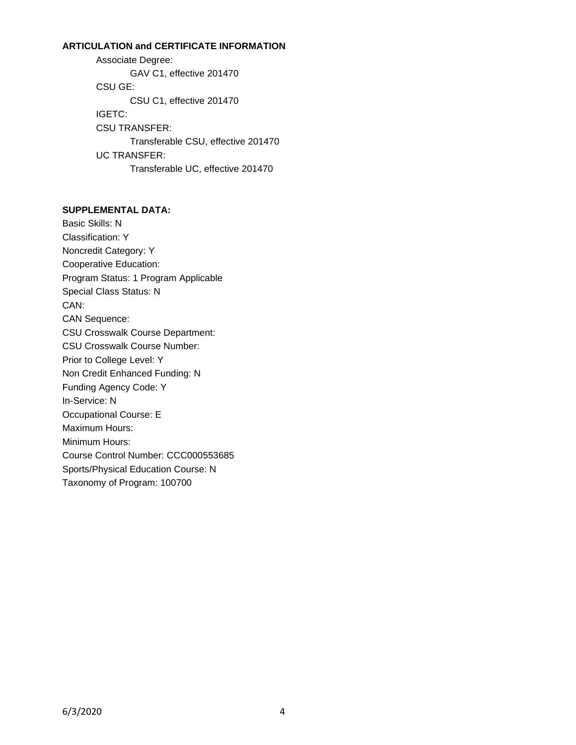**ARTICULATION and CERTIFICATE INFORMATION**

Associate Degree:

GAV C1, effective 201470

CSU GE:

CSU C1, effective 201470

IGETC:

CSU TRANSFER:

Transferable CSU, effective 201470

UC TRANSFER:

Transferable UC, effective 201470

**SUPPLEMENTAL DATA:**

Basic Skills: N
Classification: Y
Noncredit Category: Y
Cooperative Education:
Program Status: 1 Program Applicable
Special Class Status: N
CAN:
CAN Sequence:
CSU Crosswalk Course Department:
CSU Crosswalk Course Number:
Prior to College Level: Y
Non Credit Enhanced Funding: N
Funding Agency Code: Y
In-Service: N
Occupational Course: E
Maximum Hours:
Minimum Hours:
Course Control Number: CCC000553685
Sports/Physical Education Course: N
Taxonomy of Program: 100700